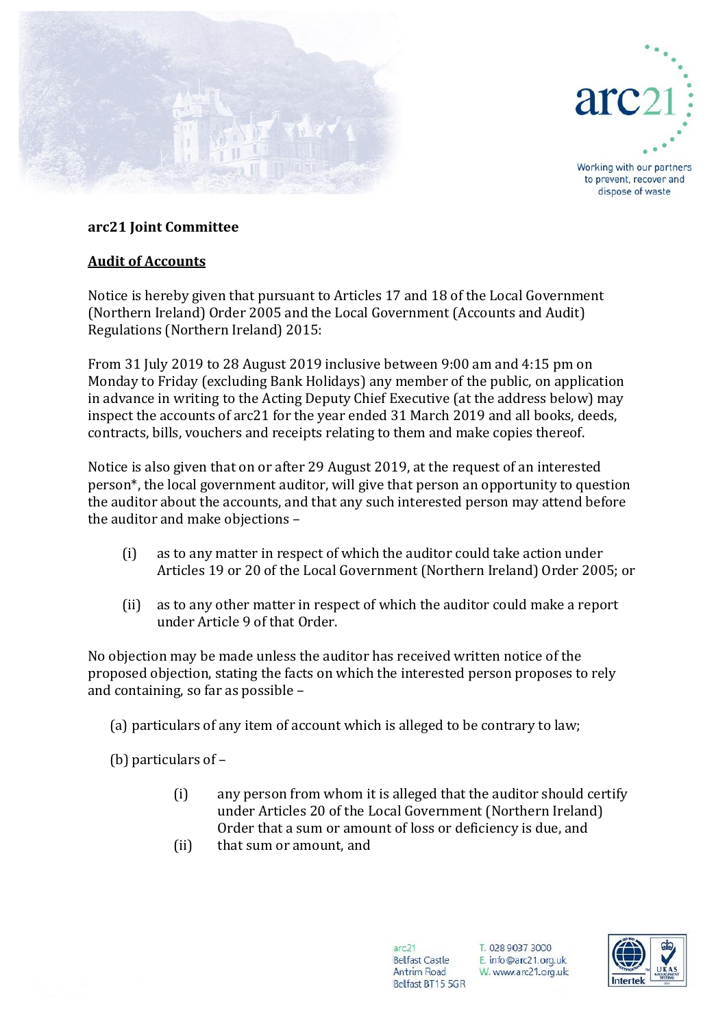**arc21 Joint Committee**

**Audit of Accounts**

Notice is hereby given that pursuant to Articles 17 and 18 of the Local Government (Northern Ireland) Order 2005 and the Local Government (Accounts and Audit) Regulations (Northern Ireland) 2015:

From 31 July 2019 to 28 August 2019 inclusive between 9:00 am and 4:15 pm on Monday to Friday (excluding Bank Holidays) any member of the public, on application in advance in writing to the Acting Deputy Chief Executive (at the address below) may inspect the accounts of arc21 for the year ended 31 March 2019 and all books, deeds, contracts, bills, vouchers and receipts relating to them and make copies thereof.

Notice is also given that on or after 29 August 2019, at the request of an interested person*, the local government auditor, will give that person an opportunity to question the auditor about the accounts, and that any such interested person may attend before the auditor and make objections –

(i) as to any matter in respect of which the auditor could take action under Articles 19 or 20 of the Local Government (Northern Ireland) Order 2005; or

(ii) as to any other matter in respect of which the auditor could make a report under Article 9 of that Order.

No objection may be made unless the auditor has received written notice of the proposed objection, stating the facts on which the interested person proposes to rely and containing, so far as possible –

(a) particulars of any item of account which is alleged to be contrary to law;

(b) particulars of –

(i) any person from whom it is alleged that the auditor should certify under Articles 20 of the Local Government (Northern Ireland) Order that a sum or amount of loss or deficiency is due, and

(ii) that sum or amount, and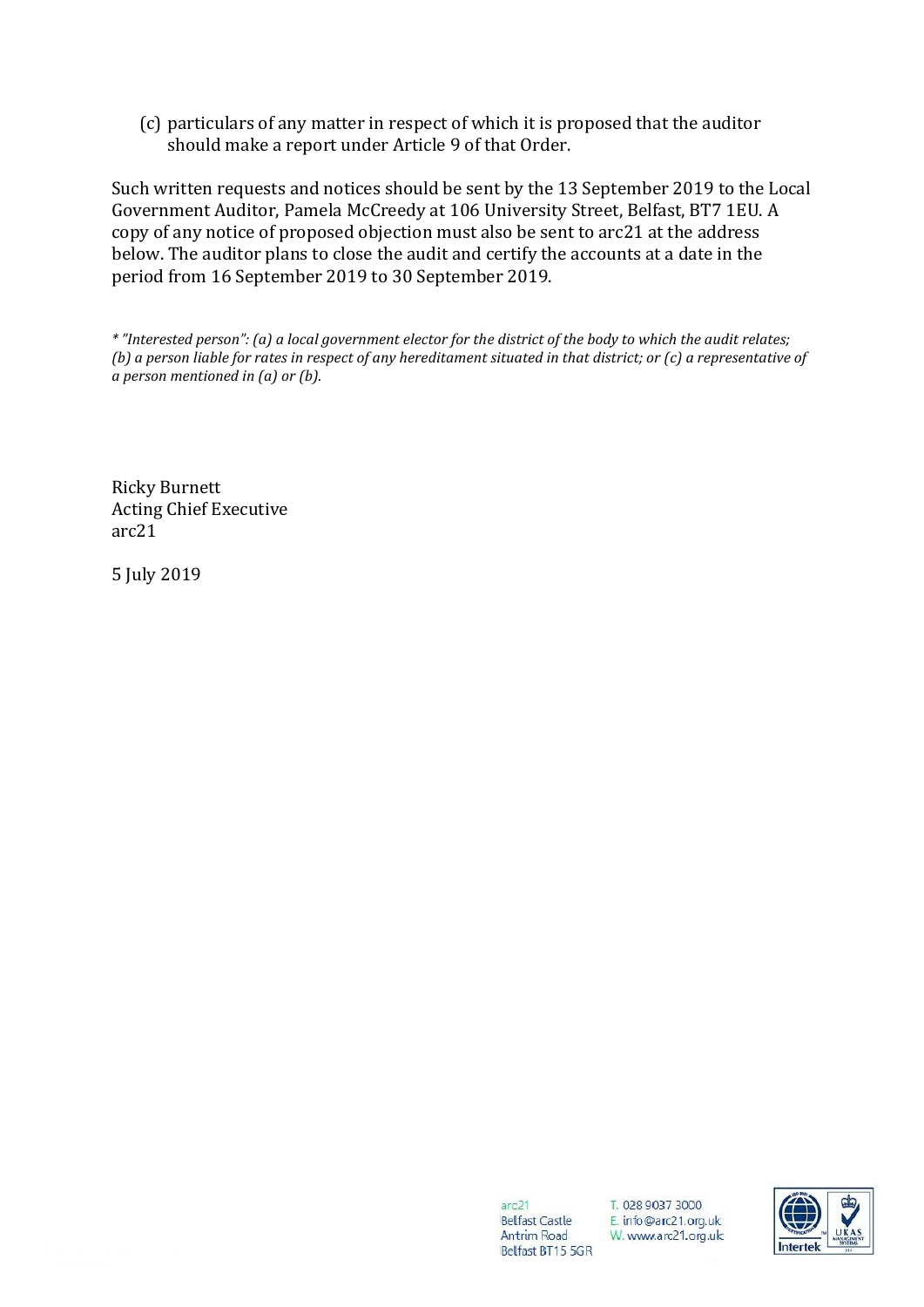(c) particulars of any matter in respect of which it is proposed that the auditor should make a report under Article 9 of that Order.

Such written requests and notices should be sent by the 13 September 2019 to the Local Government Auditor, Pamela McCreedy at 106 University Street, Belfast, BT7 1EU. A copy of any notice of proposed objection must also be sent to arc21 at the address below. The auditor plans to close the audit and certify the accounts at a date in the period from 16 September 2019 to 30 September 2019.

*\* "Interested person": (a) a local government elector for the district of the body to which the audit relates; (b) a person liable for rates in respect of any hereditament situated in that district; or (c) a representative of a person mentioned in (a) or (b).*

Ricky Burnett
Acting Chief Executive
arc21

5 July 2019

arc21
Belfast Castle
Antrim Road
Belfast BT15 5GR

T. 028 9037 3000
E. info@arc21.org.uk
W. www.arc21.org.uk